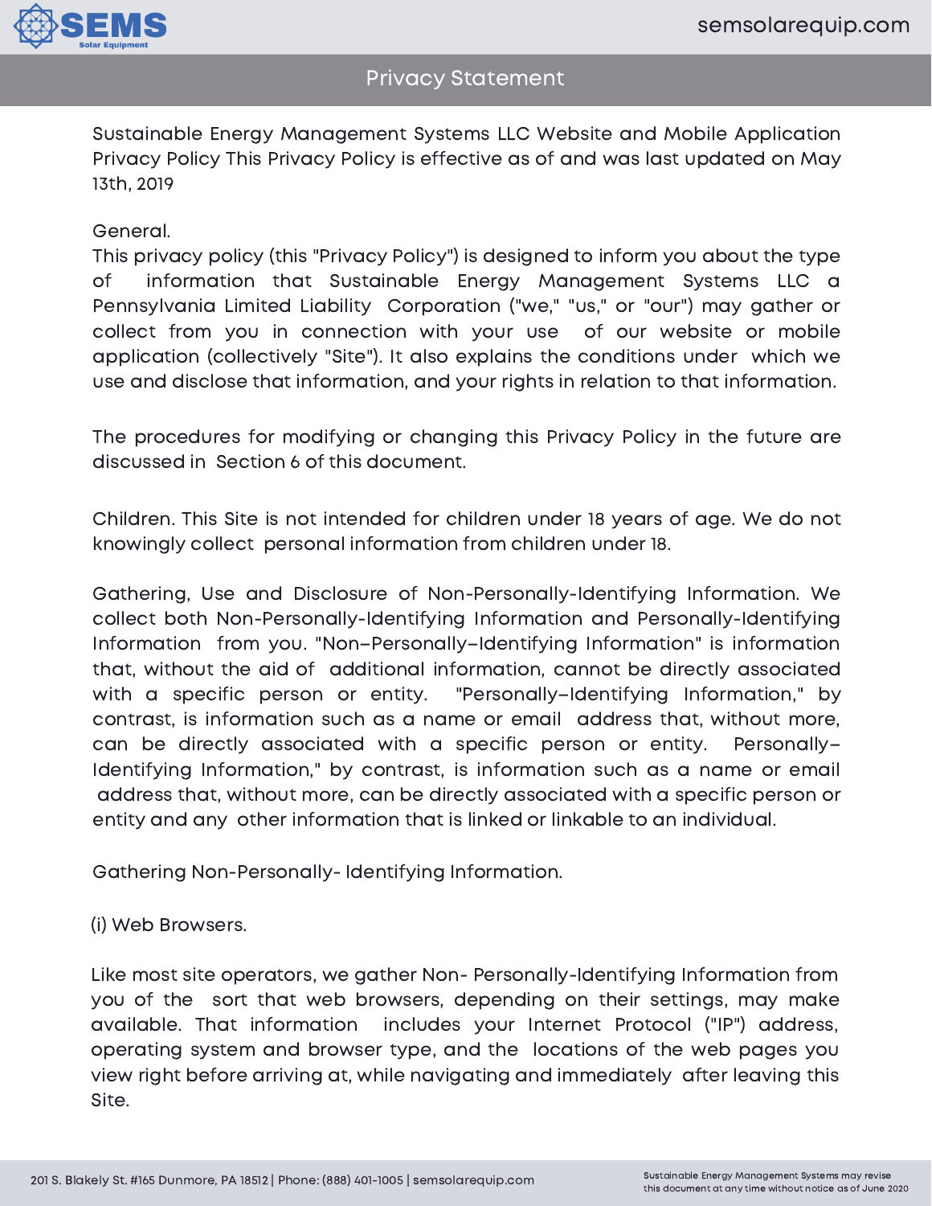# Privacy Statement

Sustainable Energy Management Systems LLC Website and Mobile Application Privacy Policy This Privacy Policy is effective as of and was last updated on May 13th, 2019

General.

This privacy policy (this "Privacy Policy") is designed to inform you about the type of information that Sustainable Energy Management Systems LLC a Pennsylvania Limited Liability Corporation ("we," "us," or "our") may gather or collect from you in connection with your use of our website or mobile application (collectively "Site"). It also explains the conditions under which we use and disclose that information, and your rights in relation to that information.

The procedures for modifying or changing this Privacy Policy in the future are discussed in Section 6 of this document.

Children. This Site is not intended for children under 18 years of age. We do not knowingly collect personal information from children under 18.

Gathering, Use and Disclosure of Non-Personally-Identifying Information. We collect both Non-Personally-Identifying Information and Personally-Identifying Information from you. "Non–Personally–Identifying Information" is information that, without the aid of additional information, cannot be directly associated with a specific person or entity. "Personally–Identifying Information," by contrast, is information such as a name or email address that, without more, can be directly associated with a specific person or entity. Personally–Identifying Information," by contrast, is information such as a name or email address that, without more, can be directly associated with a specific person or entity and any other information that is linked or linkable to an individual.

Gathering Non-Personally- Identifying Information.

(i) Web Browsers.

Like most site operators, we gather Non- Personally-Identifying Information from you of the sort that web browsers, depending on their settings, may make available. That information includes your Internet Protocol ("IP") address, operating system and browser type, and the locations of the web pages you view right before arriving at, while navigating and immediately after leaving this Site.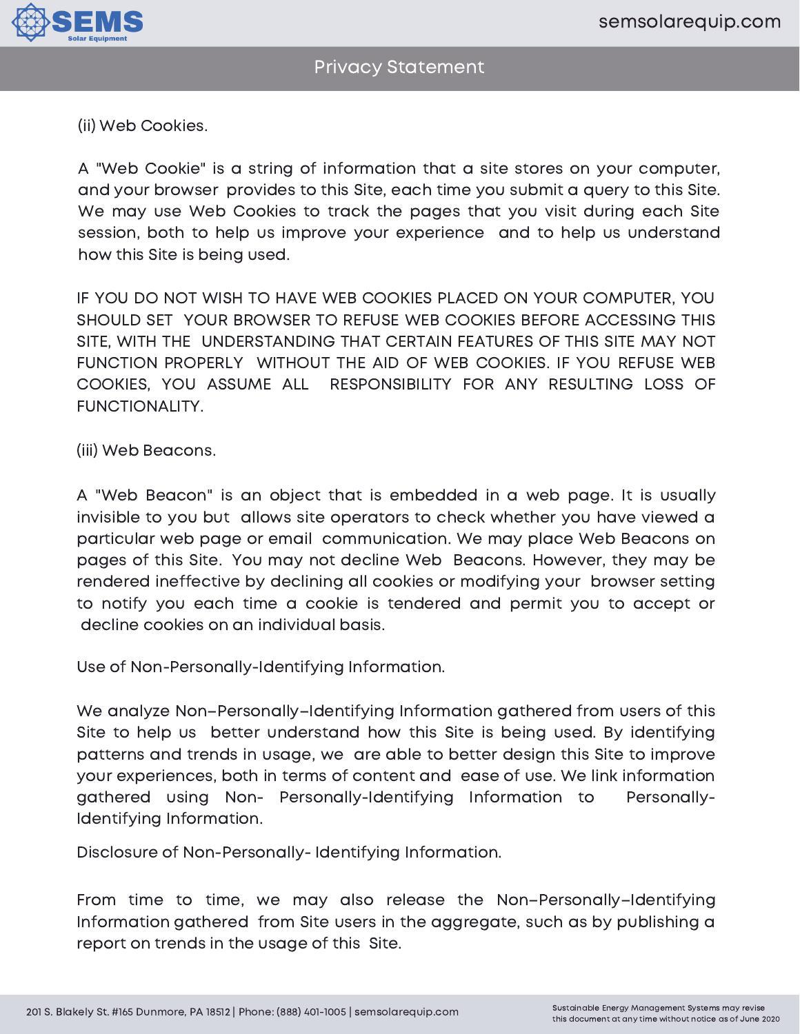(ii) Web Cookies.

A "Web Cookie" is a string of information that a site stores on your computer, and your browser provides to this Site, each time you submit a query to this Site. We may use Web Cookies to track the pages that you visit during each Site session, both to help us improve your experience and to help us understand how this Site is being used.

IF YOU DO NOT WISH TO HAVE WEB COOKIES PLACED ON YOUR COMPUTER, YOU SHOULD SET YOUR BROWSER TO REFUSE WEB COOKIES BEFORE ACCESSING THIS SITE, WITH THE UNDERSTANDING THAT CERTAIN FEATURES OF THIS SITE MAY NOT FUNCTION PROPERLY WITHOUT THE AID OF WEB COOKIES. IF YOU REFUSE WEB COOKIES, YOU ASSUME ALL RESPONSIBILITY FOR ANY RESULTING LOSS OF FUNCTIONALITY.

(iii) Web Beacons.

A "Web Beacon" is an object that is embedded in a web page. It is usually invisible to you but allows site operators to check whether you have viewed a particular web page or email communication. We may place Web Beacons on pages of this Site. You may not decline Web Beacons. However, they may be rendered ineffective by declining all cookies or modifying your browser setting to notify you each time a cookie is tendered and permit you to accept or decline cookies on an individual basis.

Use of Non-Personally-Identifying Information.

We analyze Non–Personally–Identifying Information gathered from users of this Site to help us better understand how this Site is being used. By identifying patterns and trends in usage, we are able to better design this Site to improve your experiences, both in terms of content and ease of use. We link information gathered using Non- Personally-Identifying Information to Personally-Identifying Information.

Disclosure of Non-Personally- Identifying Information.

From time to time, we may also release the Non–Personally–Identifying Information gathered from Site users in the aggregate, such as by publishing a report on trends in the usage of this Site.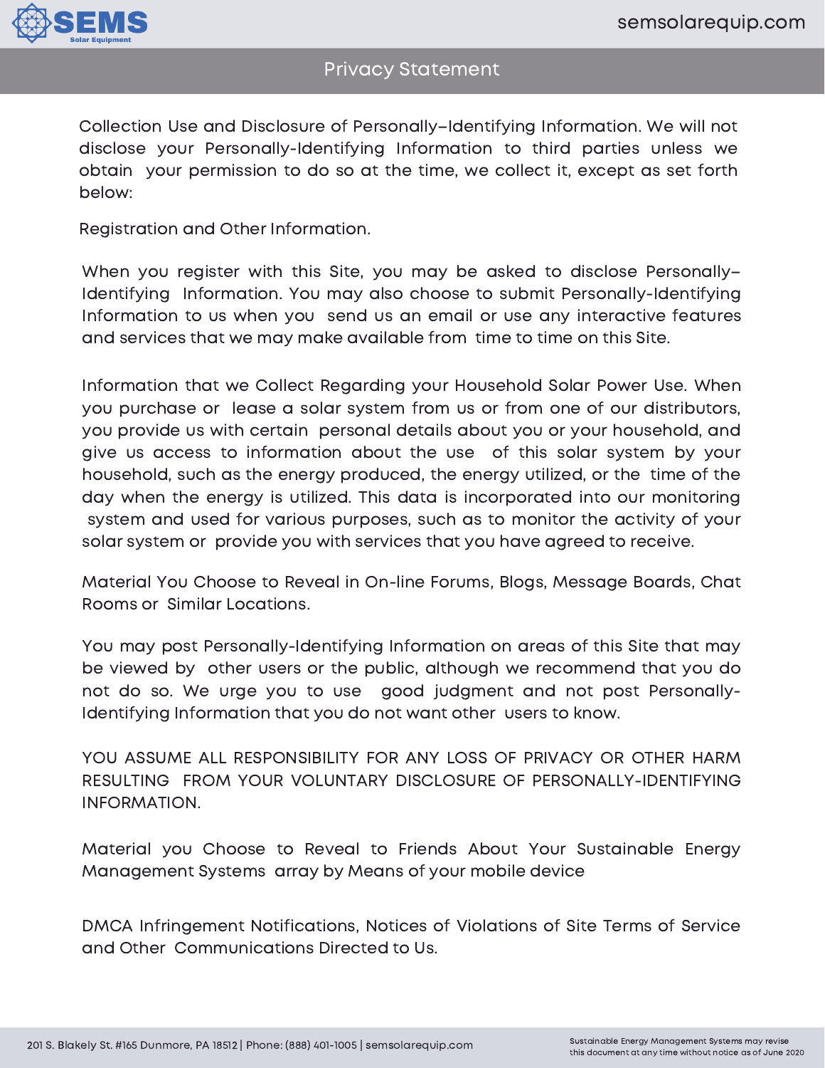## Privacy Statement

Collection Use and Disclosure of Personally–Identifying Information. We will not disclose your Personally-Identifying Information to third parties unless we obtain your permission to do so at the time, we collect it, except as set forth below:

Registration and Other Information.

When you register with this Site, you may be asked to disclose Personally–Identifying Information. You may also choose to submit Personally-Identifying Information to us when you send us an email or use any interactive features and services that we may make available from time to time on this Site.

Information that we Collect Regarding your Household Solar Power Use. When you purchase or lease a solar system from us or from one of our distributors, you provide us with certain personal details about you or your household, and give us access to information about the use of this solar system by your household, such as the energy produced, the energy utilized, or the time of the day when the energy is utilized. This data is incorporated into our monitoring system and used for various purposes, such as to monitor the activity of your solar system or provide you with services that you have agreed to receive.

Material You Choose to Reveal in On-line Forums, Blogs, Message Boards, Chat Rooms or Similar Locations.

You may post Personally-Identifying Information on areas of this Site that may be viewed by other users or the public, although we recommend that you do not do so. We urge you to use good judgment and not post Personally-Identifying Information that you do not want other users to know.

YOU ASSUME ALL RESPONSIBILITY FOR ANY LOSS OF PRIVACY OR OTHER HARM RESULTING FROM YOUR VOLUNTARY DISCLOSURE OF PERSONALLY-IDENTIFYING INFORMATION.

Material you Choose to Reveal to Friends About Your Sustainable Energy Management Systems array by Means of your mobile device

DMCA Infringement Notifications, Notices of Violations of Site Terms of Service and Other Communications Directed to Us.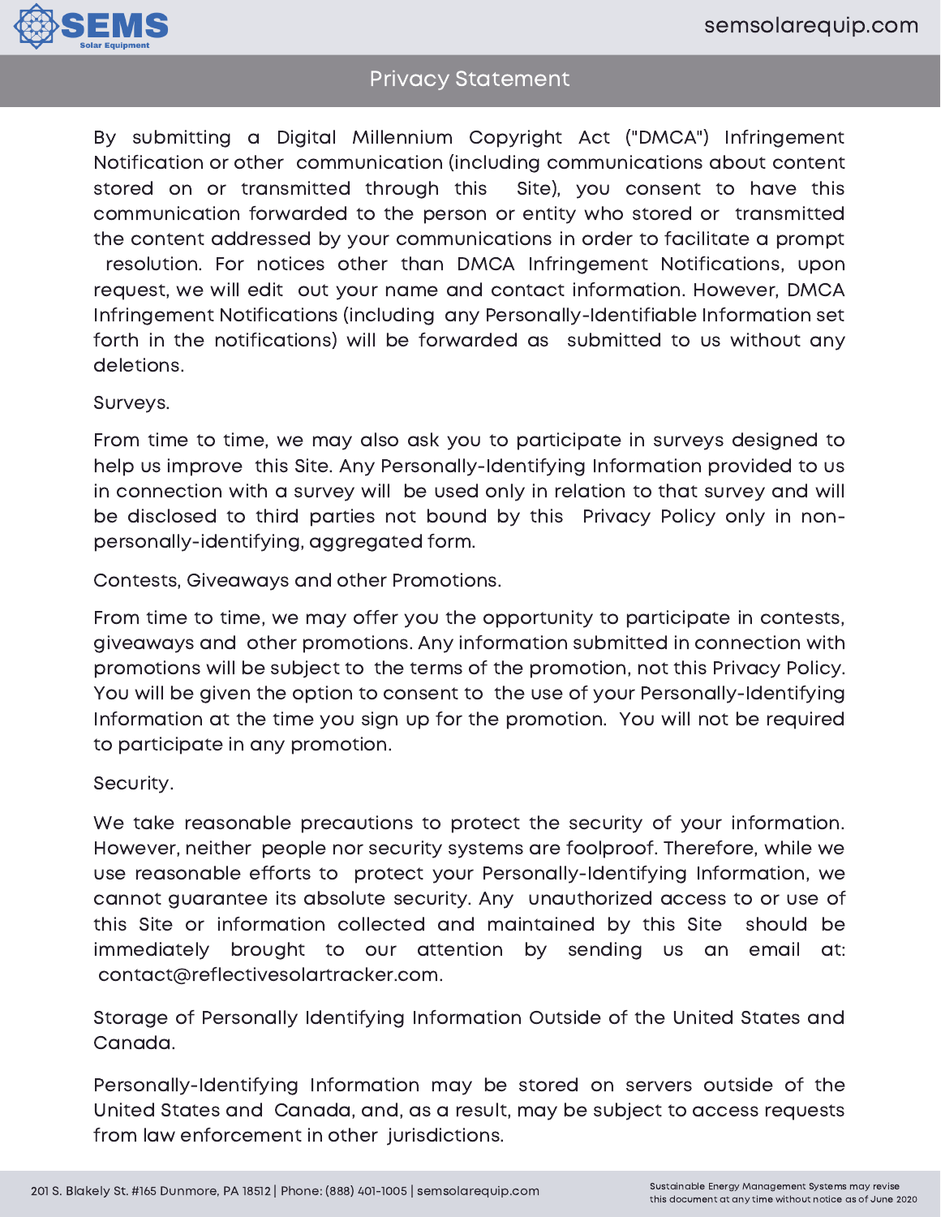By submitting a Digital Millennium Copyright Act ("DMCA") Infringement Notification or other communication (including communications about content stored on or transmitted through this Site), you consent to have this communication forwarded to the person or entity who stored or transmitted the content addressed by your communications in order to facilitate a prompt resolution. For notices other than DMCA Infringement Notifications, upon request, we will edit out your name and contact information. However, DMCA Infringement Notifications (including any Personally-Identifiable Information set forth in the notifications) will be forwarded as submitted to us without any deletions.

Surveys.

From time to time, we may also ask you to participate in surveys designed to help us improve this Site. Any Personally-Identifying Information provided to us in connection with a survey will be used only in relation to that survey and will be disclosed to third parties not bound by this Privacy Policy only in non-personally-identifying, aggregated form.

Contests, Giveaways and other Promotions.

From time to time, we may offer you the opportunity to participate in contests, giveaways and other promotions. Any information submitted in connection with promotions will be subject to the terms of the promotion, not this Privacy Policy. You will be given the option to consent to the use of your Personally-Identifying Information at the time you sign up for the promotion. You will not be required to participate in any promotion.

Security.

We take reasonable precautions to protect the security of your information. However, neither people nor security systems are foolproof. Therefore, while we use reasonable efforts to protect your Personally-Identifying Information, we cannot guarantee its absolute security. Any unauthorized access to or use of this Site or information collected and maintained by this Site should be immediately brought to our attention by sending us an email at: contact@reflectivesolartracker.com.

Storage of Personally Identifying Information Outside of the United States and Canada.

Personally-Identifying Information may be stored on servers outside of the United States and Canada, and, as a result, may be subject to access requests from law enforcement in other jurisdictions.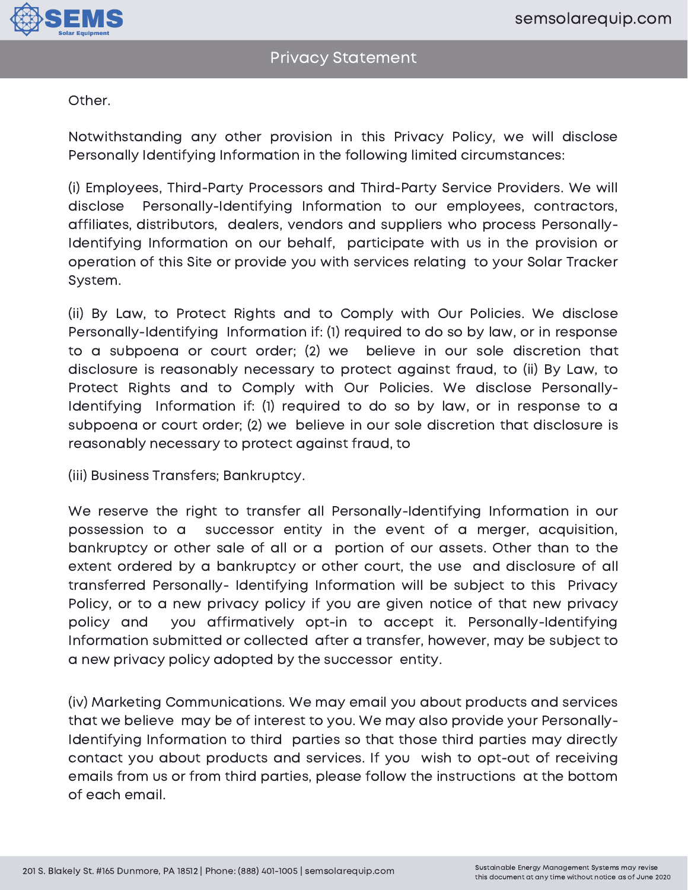Other.

Notwithstanding any other provision in this Privacy Policy, we will disclose Personally Identifying Information in the following limited circumstances:

(i) Employees, Third-Party Processors and Third-Party Service Providers. We will disclose Personally-Identifying Information to our employees, contractors, affiliates, distributors, dealers, vendors and suppliers who process Personally-Identifying Information on our behalf, participate with us in the provision or operation of this Site or provide you with services relating to your Solar Tracker System.

(ii) By Law, to Protect Rights and to Comply with Our Policies. We disclose Personally-Identifying Information if: (1) required to do so by law, or in response to a subpoena or court order; (2) we believe in our sole discretion that disclosure is reasonably necessary to protect against fraud, to (ii) By Law, to Protect Rights and to Comply with Our Policies. We disclose Personally-Identifying Information if: (1) required to do so by law, or in response to a subpoena or court order; (2) we believe in our sole discretion that disclosure is reasonably necessary to protect against fraud, to

(iii) Business Transfers; Bankruptcy.

We reserve the right to transfer all Personally-Identifying Information in our possession to a successor entity in the event of a merger, acquisition, bankruptcy or other sale of all or a portion of our assets. Other than to the extent ordered by a bankruptcy or other court, the use and disclosure of all transferred Personally- Identifying Information will be subject to this Privacy Policy, or to a new privacy policy if you are given notice of that new privacy policy and you affirmatively opt-in to accept it. Personally-Identifying Information submitted or collected after a transfer, however, may be subject to a new privacy policy adopted by the successor entity.

(iv) Marketing Communications. We may email you about products and services that we believe may be of interest to you. We may also provide your Personally-Identifying Information to third parties so that those third parties may directly contact you about products and services. If you wish to opt-out of receiving emails from us or from third parties, please follow the instructions at the bottom of each email.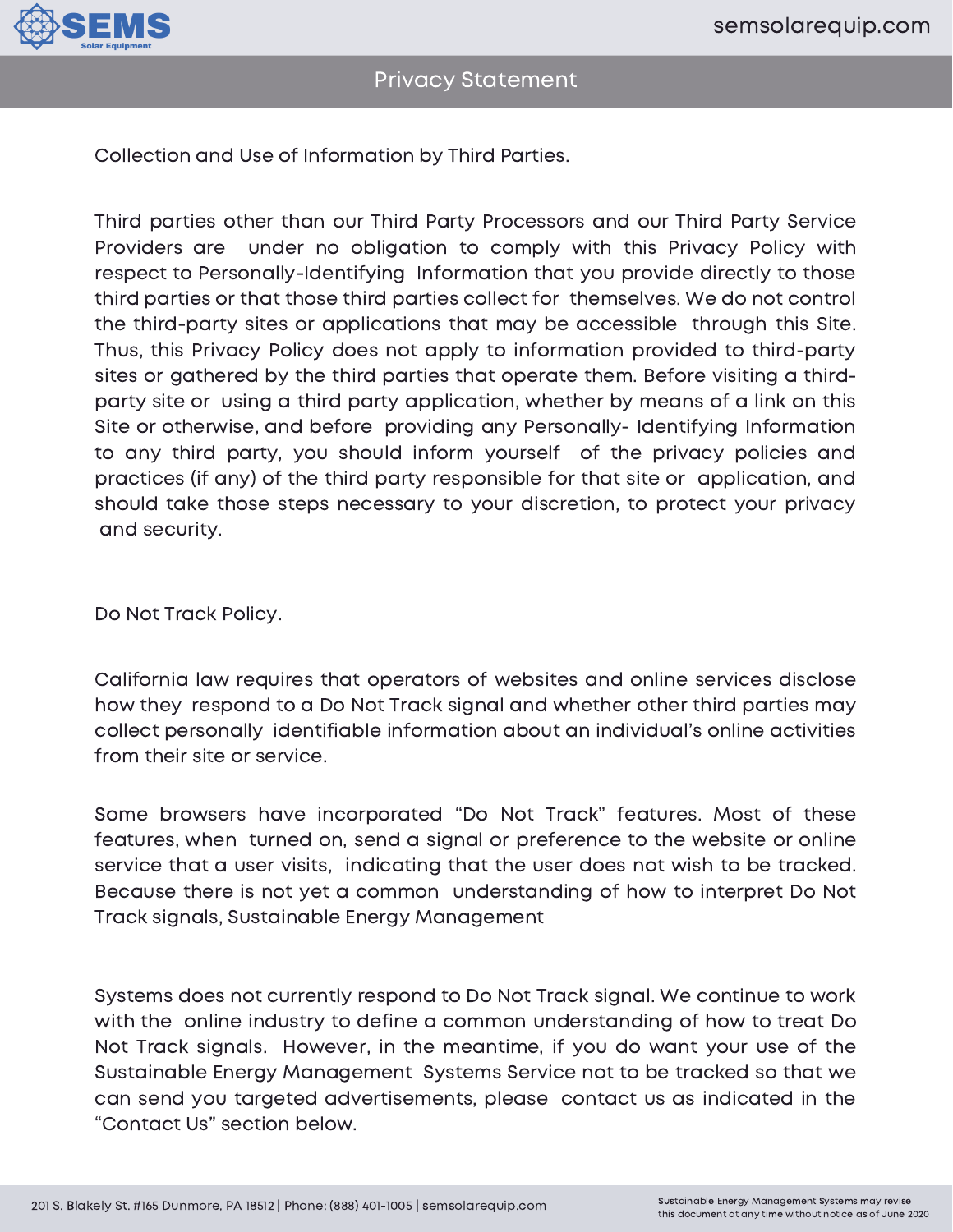Collection and Use of Information by Third Parties.

Third parties other than our Third Party Processors and our Third Party Service Providers are under no obligation to comply with this Privacy Policy with respect to Personally-Identifying Information that you provide directly to those third parties or that those third parties collect for themselves. We do not control the third-party sites or applications that may be accessible through this Site. Thus, this Privacy Policy does not apply to information provided to third-party sites or gathered by the third parties that operate them. Before visiting a third-party site or using a third party application, whether by means of a link on this Site or otherwise, and before providing any Personally- Identifying Information to any third party, you should inform yourself of the privacy policies and practices (if any) of the third party responsible for that site or application, and should take those steps necessary to your discretion, to protect your privacy and security.

Do Not Track Policy.

California law requires that operators of websites and online services disclose how they respond to a Do Not Track signal and whether other third parties may collect personally identifiable information about an individual's online activities from their site or service.

Some browsers have incorporated "Do Not Track" features. Most of these features, when turned on, send a signal or preference to the website or online service that a user visits, indicating that the user does not wish to be tracked. Because there is not yet a common understanding of how to interpret Do Not Track signals, Sustainable Energy Management

Systems does not currently respond to Do Not Track signal. We continue to work with the online industry to define a common understanding of how to treat Do Not Track signals. However, in the meantime, if you do want your use of the Sustainable Energy Management Systems Service not to be tracked so that we can send you targeted advertisements, please contact us as indicated in the "Contact Us" section below.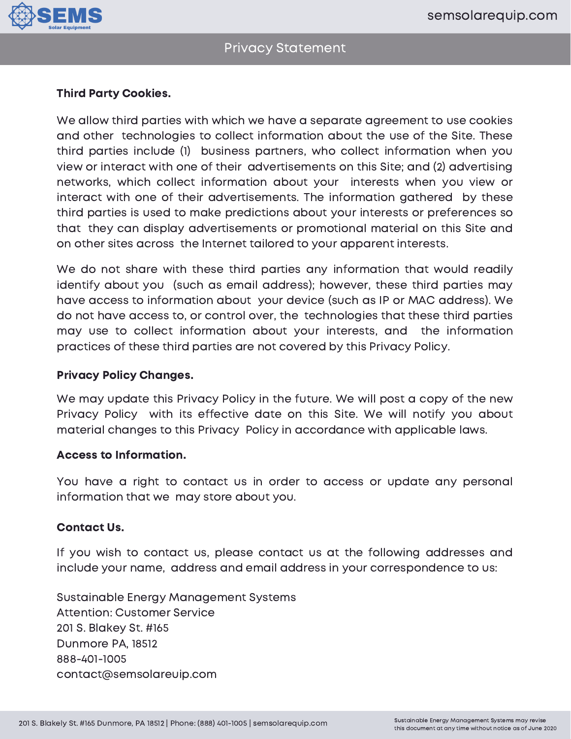**Third Party Cookies.**

We allow third parties with which we have a separate agreement to use cookies and other technologies to collect information about the use of the Site. These third parties include (1) business partners, who collect information when you view or interact with one of their advertisements on this Site; and (2) advertising networks, which collect information about your interests when you view or interact with one of their advertisements. The information gathered by these third parties is used to make predictions about your interests or preferences so that they can display advertisements or promotional material on this Site and on other sites across the Internet tailored to your apparent interests.

We do not share with these third parties any information that would readily identify about you (such as email address); however, these third parties may have access to information about your device (such as IP or MAC address). We do not have access to, or control over, the technologies that these third parties may use to collect information about your interests, and the information practices of these third parties are not covered by this Privacy Policy.

**Privacy Policy Changes.**

We may update this Privacy Policy in the future. We will post a copy of the new Privacy Policy with its effective date on this Site. We will notify you about material changes to this Privacy Policy in accordance with applicable laws.

**Access to Information.**

You have a right to contact us in order to access or update any personal information that we may store about you.

**Contact Us.**

If you wish to contact us, please contact us at the following addresses and include your name, address and email address in your correspondence to us:

Sustainable Energy Management Systems
Attention: Customer Service
201 S. Blakey St. #165
Dunmore PA, 18512
888-401-1005
contact@semsolareuip.com